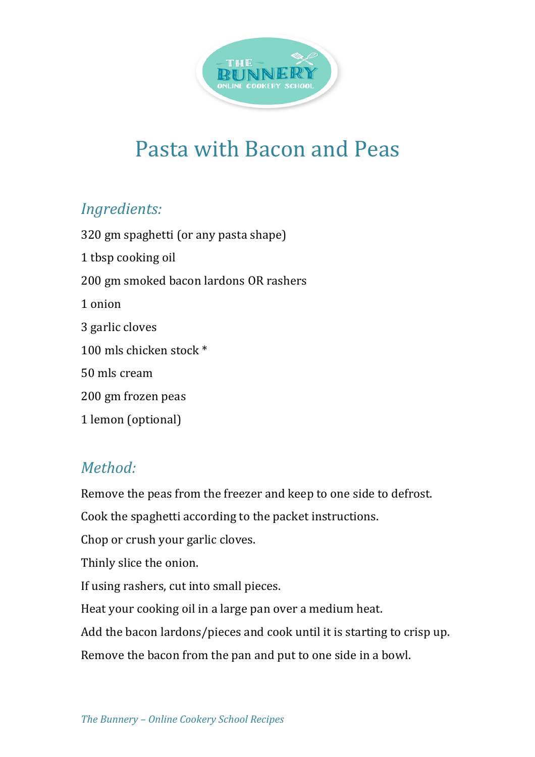# Pasta with Bacon and Peas

## *Ingredients:*

320 gm spaghetti (or any pasta shape)

1 tbsp cooking oil

200 gm smoked bacon lardons OR rashers

1 onion

3 garlic cloves

100 mls chicken stock *

50 mls cream

200 gm frozen peas

1 lemon (optional)

## *Method:*

Remove the peas from the freezer and keep to one side to defrost.

Cook the spaghetti according to the packet instructions.

Chop or crush your garlic cloves.

Thinly slice the onion.

If using rashers, cut into small pieces.

Heat your cooking oil in a large pan over a medium heat.

Add the bacon lardons/pieces and cook until it is starting to crisp up.

Remove the bacon from the pan and put to one side in a bowl.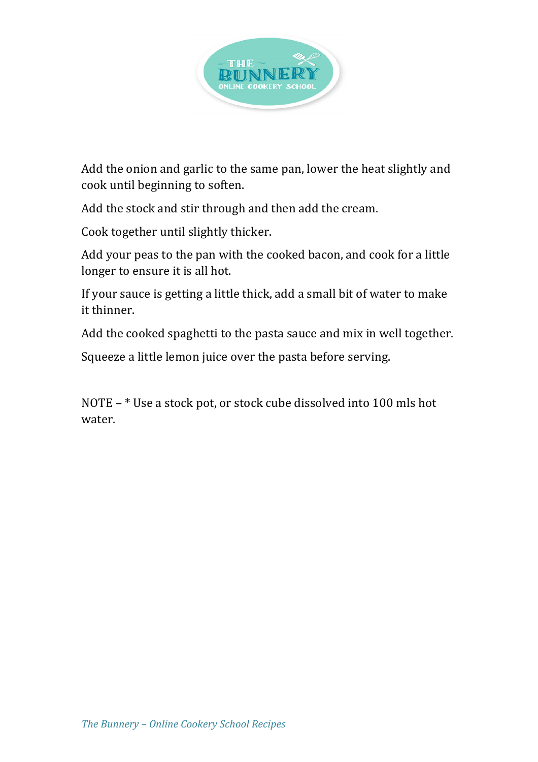Add the onion and garlic to the same pan, lower the heat slightly and cook until beginning to soften.

Add the stock and stir through and then add the cream.

Cook together until slightly thicker.

Add your peas to the pan with the cooked bacon, and cook for a little longer to ensure it is all hot.

If your sauce is getting a little thick, add a small bit of water to make it thinner.

Add the cooked spaghetti to the pasta sauce and mix in well together.

Squeeze a little lemon juice over the pasta before serving.

NOTE – * Use a stock pot, or stock cube dissolved into 100 mls hot water.